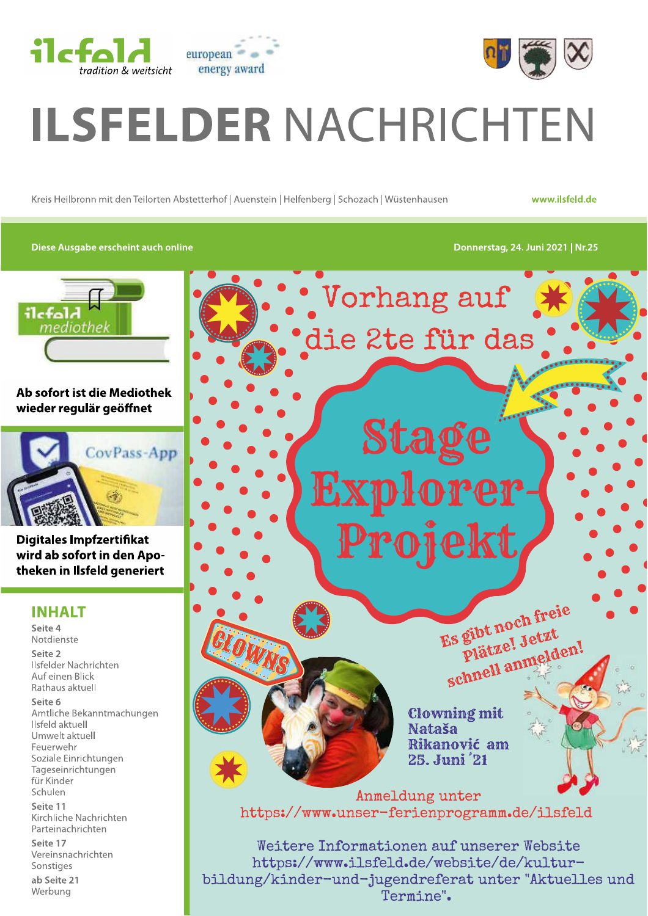ilsfeld tradition & weitsicht

european energy award

# ILSFELDER NACHRICHTEN

Kreis Heilbronn mit den Teilorten Abstetterhof | Auenstein | Helfenberg | Schozach | Wüstenhausen

www.ilsfeld.de

Diese Ausgabe erscheint auch online

Donnerstag, 24. Juni 2021 | Nr.25

ilsfeld mediothek

**Ab sofort ist die Mediothek wieder regulär geöffnet**

CovPass-App

**Digitales Impfzertifikat wird ab sofort in den Apotheken in Ilsfeld generiert**

## INHALT

**Seite 4**
Notdienste

**Seite 2**
Ilsfelder Nachrichten
Auf einen Blick
Rathaus aktuell

**Seite 6**
Amtliche Bekanntmachungen
Ilsfeld aktuell
Umwelt aktuell
Feuerwehr
Soziale Einrichtungen
Tageseinrichtungen für Kinder
Schulen

**Seite 11**
Kirchliche Nachrichten
Parteinachrichten

**Seite 17**
Vereinsnachrichten
Sonstiges

**ab Seite 21**
Werbung

## Vorhang auf die 2te für das

# Stage Explorer-Projekt

Es gibt noch freie Plätze! Jetzt schnell anmelden!

CLOWNS

**Clowning mit Nataša Rikanović am 25. Juni '21**

Anmeldung unter https://www.unser-ferienprogramm.de/ilsfeld

Weitere Informationen auf unserer Website https://www.ilsfeld.de/website/de/kultur-bildung/kinder-und-jugendreferat unter "Aktuelles und Termine".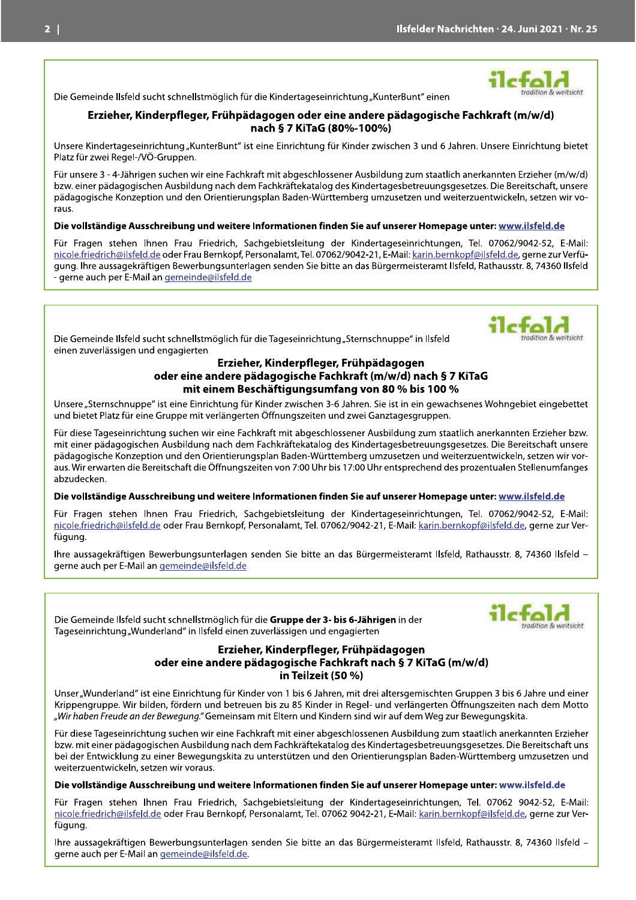ilsfeld
tradition & weitsicht

Die Gemeinde Ilsfeld sucht schnellstmöglich für die Kindertageseinrichtung „KunterBunt" einen

## Erzieher, Kinderpfleger, Frühpädagogen oder eine andere pädagogische Fachkraft (m/w/d) nach § 7 KiTaG (80%-100%)

Unsere Kindertageseinrichtung „KunterBunt" ist eine Einrichtung für Kinder zwischen 3 und 6 Jahren. Unsere Einrichtung bietet Platz für zwei Regel-/VÖ-Gruppen.

Für unsere 3 - 4-Jährigen suchen wir eine Fachkraft mit abgeschlossener Ausbildung zum staatlich anerkannten Erzieher (m/w/d) bzw. einer pädagogischen Ausbildung nach dem Fachkräftekatalog des Kindertagesbetreuungsgesetzes. Die Bereitschaft, unsere pädagogische Konzeption und den Orientierungsplan Baden-Württemberg umzusetzen und weiterzuentwickeln, setzen wir voraus.

**Die vollständige Ausschreibung und weitere Informationen finden Sie auf unserer Homepage unter: www.ilsfeld.de**

Für Fragen stehen Ihnen Frau Friedrich, Sachgebietsleitung der Kindertageseinrichtungen, Tel. 07062/9042-52, E-Mail: nicole.friedrich@ilsfeld.de oder Frau Bernkopf, Personalamt, Tel. 07062/9042-21, E-Mail: karin.bernkopf@ilsfeld.de, gerne zur Verfügung. Ihre aussagekräftigen Bewerbungsunterlagen senden Sie bitte an das Bürgermeisteramt Ilsfeld, Rathausstr. 8, 74360 Ilsfeld - gerne auch per E-Mail an gemeinde@ilsfeld.de

---

ilsfeld
tradition & weitsicht

Die Gemeinde Ilsfeld sucht schnellstmöglich für die Tageseinrichtung „Sternschnuppe" in Ilsfeld einen zuverlässigen und engagierten

## Erzieher, Kinderpfleger, Frühpädagogen oder eine andere pädagogische Fachkraft (m/w/d) nach § 7 KiTaG mit einem Beschäftigungsumfang von 80 % bis 100 %

Unsere „Sternschnuppe" ist eine Einrichtung für Kinder zwischen 3-6 Jahren. Sie ist in ein gewachsenes Wohngebiet eingebettet und bietet Platz für eine Gruppe mit verlängerten Öffnungszeiten und zwei Ganztagesgruppen.

Für diese Tageseinrichtung suchen wir eine Fachkraft mit abgeschlossener Ausbildung zum staatlich anerkannten Erzieher bzw. mit einer pädagogischen Ausbildung nach dem Fachkräftekatalog des Kindertagesbetreuungsgesetzes. Die Bereitschaft unsere pädagogische Konzeption und den Orientierungsplan Baden-Württemberg umzusetzen und weiterzuentwickeln, setzen wir voraus. Wir erwarten die Bereitschaft die Öffnungszeiten von 7:00 Uhr bis 17:00 Uhr entsprechend des prozentualen Stellenumfanges abzudecken.

**Die vollständige Ausschreibung und weitere Informationen finden Sie auf unserer Homepage unter: www.ilsfeld.de**

Für Fragen stehen Ihnen Frau Friedrich, Sachgebietsleitung der Kindertageseinrichtungen, Tel. 07062/9042-52, E-Mail: nicole.friedrich@ilsfeld.de oder Frau Bernkopf, Personalamt, Tel. 07062/9042-21, E-Mail: karin.bernkopf@ilsfeld.de, gerne zur Verfügung.

Ihre aussagekräftigen Bewerbungsunterlagen senden Sie bitte an das Bürgermeisteramt Ilsfeld, Rathausstr. 8, 74360 Ilsfeld – gerne auch per E-Mail an gemeinde@ilsfeld.de

---

ilsfeld
tradition & weitsicht

Die Gemeinde Ilsfeld sucht schnellstmöglich für die **Gruppe der 3- bis 6-Jährigen** in der Tageseinrichtung „Wunderland" in Ilsfeld einen zuverlässigen und engagierten

## Erzieher, Kinderpfleger, Frühpädagogen oder eine andere pädagogische Fachkraft nach § 7 KiTaG (m/w/d) in Teilzeit (50 %)

Unser „Wunderland" ist eine Einrichtung für Kinder von 1 bis 6 Jahren, mit drei altersgemischten Gruppen 3 bis 6 Jahre und einer Krippengruppe. Wir bilden, fördern und betreuen bis zu 85 Kinder in Regel- und verlängerten Öffnungszeiten nach dem Motto *„Wir haben Freude an der Bewegung."* Gemeinsam mit Eltern und Kindern sind wir auf dem Weg zur Bewegungskita.

Für diese Tageseinrichtung suchen wir eine Fachkraft mit einer abgeschlossenen Ausbildung zum staatlich anerkannten Erzieher bzw. mit einer pädagogischen Ausbildung nach dem Fachkräftekatalog des Kindertagesbetreuungsgesetzes. Die Bereitschaft uns bei der Entwicklung zu einer Bewegungskita zu unterstützen und den Orientierungsplan Baden-Württemberg umzusetzen und weiterzuentwickeln, setzen wir voraus.

**Die vollständige Ausschreibung und weitere Informationen finden Sie auf unserer Homepage unter: www.ilsfeld.de**

Für Fragen stehen Ihnen Frau Friedrich, Sachgebietsleitung der Kindertageseinrichtungen, Tel. 07062 9042-52, E-Mail: nicole.friedrich@ilsfeld.de oder Frau Bernkopf, Personalamt, Tel. 07062 9042-21, E-Mail: karin.bernkopf@ilsfeld.de, gerne zur Verfügung.

Ihre aussagekräftigen Bewerbungsunterlagen senden Sie bitte an das Bürgermeisteramt Ilsfeld, Rathausstr. 8, 74360 Ilsfeld – gerne auch per E-Mail an gemeinde@ilsfeld.de.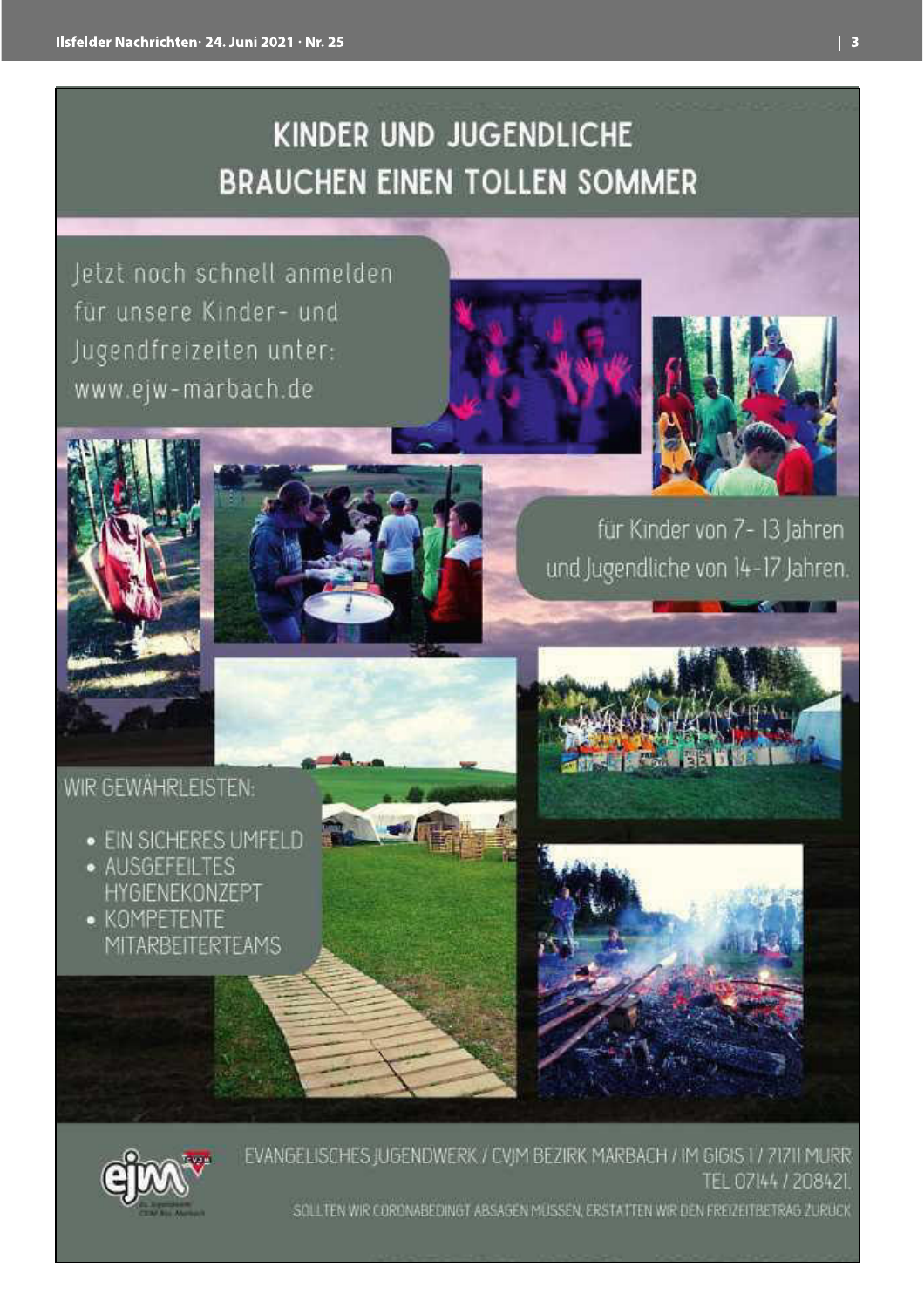# KINDER UND JUGENDLICHE BRAUCHEN EINEN TOLLEN SOMMER

Jetzt noch schnell anmelden für unsere Kinder- und Jugendfreizeiten unter: www.ejw-marbach.de

für Kinder von 7- 13 Jahren und Jugendliche von 14-17 Jahren.

WIR GEWÄHRLEISTEN:

- EIN SICHERES UMFELD
- AUSGEFEILTES HYGIENEKONZEPT
- KOMPETENTE MITARBEITERTEAMS

EVANGELISCHES JUGENDWERK / CVJM BEZIRK MARBACH / IM GIGIS 1 / 71711 MURR
TEL 07144 / 208421.

SOLLTEN WIR CORONABEDINGT ABSAGEN MÜSSEN, ERSTATTEN WIR DEN FREIZEITBETRAG ZURÜCK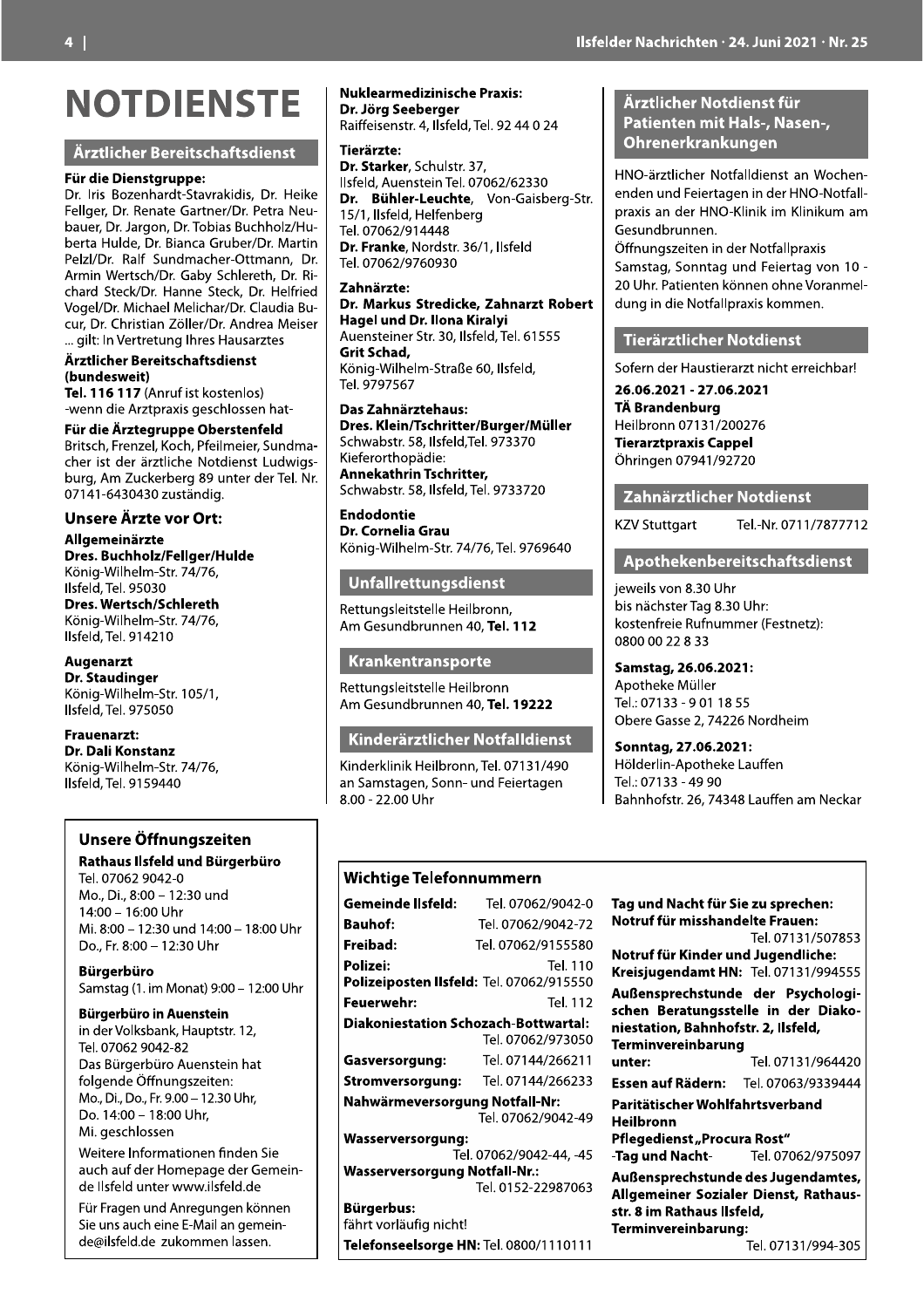# NOTDIENSTE

## Ärztlicher Bereitschaftsdienst

**Für die Dienstgruppe:**
Dr. Iris Bozenhardt-Stavrakidis, Dr. Heike Fellger, Dr. Renate Gartner/Dr. Petra Neubauer, Dr. Jargon, Dr. Tobias Buchholz/Huberta Hulde, Dr. Bianca Gruber/Dr. Martin Pelzl/Dr. Ralf Sundmacher-Ottmann, Dr. Armin Wertsch/Dr. Gaby Schlereth, Dr. Richard Steck/Dr. Hanne Steck, Dr. Helfried Vogel/Dr. Michael Melichar/Dr. Claudia Bucur, Dr. Christian Zöller/Dr. Andrea Meiser ... gilt: In Vertretung Ihres Hausarztes

**Ärztlicher Bereitschaftsdienst (bundesweit)**
**Tel. 116 117** (Anruf ist kostenlos)
-wenn die Arztpraxis geschlossen hat-

**Für die Ärztegruppe Oberstenfeld**
Britsch, Frenzel, Koch, Pfeilmeier, Sundmacher ist der ärztliche Notdienst Ludwigsburg, Am Zuckerberg 89 unter der Tel. Nr. 07141-6430430 zuständig.

### Unsere Ärzte vor Ort:

**Allgemeinärzte**
**Dres. Buchholz/Fellger/Hulde**
König-Wilhelm-Str. 74/76,
Ilsfeld, Tel. 95030
**Dres. Wertsch/Schlereth**
König-Wilhelm-Str. 74/76,
Ilsfeld, Tel. 914210

**Augenarzt**
**Dr. Staudinger**
König-Wilhelm-Str. 105/1,
Ilsfeld, Tel. 975050

**Frauenarzt:**
**Dr. Dali Konstanz**
König-Wilhelm-Str. 74/76,
Ilsfeld, Tel. 9159440

**Nuklearmedizinische Praxis:**
**Dr. Jörg Seeberger**
Raiffeisenstr. 4, Ilsfeld, Tel. 92 44 0 24

**Tierärzte:**
**Dr. Starker**, Schulstr. 37,
Ilsfeld, Auenstein Tel. 07062/62330
**Dr. Bühler-Leuchte**, Von-Gaisberg-Str. 15/1, Ilsfeld, Helfenberg
Tel. 07062/914448
**Dr. Franke**, Nordstr. 36/1, Ilsfeld
Tel. 07062/9760930

**Zahnärzte:**
**Dr. Markus Stredicke, Zahnarzt Robert Hagel und Dr. Ilona Kiralyi**
Auensteiner Str. 30, Ilsfeld, Tel. 61555
**Grit Schad,**
König-Wilhelm-Straße 60, Ilsfeld,
Tel. 9797567

**Das Zahnärztehaus:**
**Dres. Klein/Tschritter/Burger/Müller**
Schwabstr. 58, Ilsfeld,Tel. 973370
Kieferorthopädie:
**Annekathrin Tschritter,**
Schwabstr. 58, Ilsfeld, Tel. 9733720

**Endodontie**
**Dr. Cornelia Grau**
König-Wilhelm-Str. 74/76, Tel. 9769640

## Unfallrettungsdienst

Rettungsleitstelle Heilbronn,
Am Gesundbrunnen 40, **Tel. 112**

## Krankentransporte

Rettungsleitstelle Heilbronn
Am Gesundbrunnen 40, **Tel. 19222**

## Kinderärztlicher Notfalldienst

Kinderklinik Heilbronn, Tel. 07131/490
an Samstagen, Sonn- und Feiertagen
8.00 - 22.00 Uhr

## Ärztlicher Notdienst für Patienten mit Hals-, Nasen-, Ohrenerkrankungen

HNO-ärztlicher Notfalldienst an Wochenenden und Feiertagen in der HNO-Notfallpraxis an der HNO-Klinik im Klinikum am Gesundbrunnen.
Öffnungszeiten in der Notfallpraxis
Samstag, Sonntag und Feiertag von 10 - 20 Uhr. Patienten können ohne Voranmeldung in die Notfallpraxis kommen.

## Tierärztlicher Notdienst

Sofern der Haustierarzt nicht erreichbar!

**26.06.2021 - 27.06.2021**
**TÄ Brandenburg**
Heilbronn 07131/200276
**Tierarztpraxis Cappel**
Öhringen 07941/92720

## Zahnärztlicher Notdienst

KZV Stuttgart Tel.-Nr. 0711/7877712

## Apothekenbereitschaftsdienst

jeweils von 8.30 Uhr
bis nächster Tag 8.30 Uhr:
kostenfreie Rufnummer (Festnetz):
0800 00 22 8 33

**Samstag, 26.06.2021:**
Apotheke Müller
Tel.: 07133 - 9 01 18 55
Obere Gasse 2, 74226 Nordheim

**Sonntag, 27.06.2021:**
Hölderlin-Apotheke Lauffen
Tel.: 07133 - 49 90
Bahnhofstr. 26, 74348 Lauffen am Neckar

## Unsere Öffnungszeiten

**Rathaus Ilsfeld und Bürgerbüro**
Tel. 07062 9042-0
Mo., Di., 8:00 – 12:30 und
14:00 – 16:00 Uhr
Mi. 8:00 – 12:30 und 14:00 – 18:00 Uhr
Do., Fr. 8:00 – 12:30 Uhr

**Bürgerbüro**
Samstag (1. im Monat) 9:00 – 12:00 Uhr

**Bürgerbüro in Auenstein**
in der Volksbank, Hauptstr. 12,
Tel. 07062 9042-82
Das Bürgerbüro Auenstein hat folgende Öffnungszeiten:
Mo., Di., Do., Fr. 9.00 – 12.30 Uhr,
Do. 14:00 – 18:00 Uhr,
Mi. geschlossen

Weitere Informationen finden Sie auch auf der Homepage der Gemeinde Ilsfeld unter www.ilsfeld.de

Für Fragen und Anregungen können Sie uns auch eine E-Mail an gemeinde@ilsfeld.de zukommen lassen.

## Wichtige Telefonnummern

**Gemeinde Ilsfeld:** Tel. 07062/9042-0
**Bauhof:** Tel. 07062/9042-72
**Freibad:** Tel. 07062/9155580
**Polizei:** Tel. 110
**Polizeiposten Ilsfeld:** Tel. 07062/915550
**Feuerwehr:** Tel. 112
**Diakoniestation Schozach-Bottwartal:** Tel. 07062/973050
**Gasversorgung:** Tel. 07144/266211
**Stromversorgung:** Tel. 07144/266233
**Nahwärmeversorgung Notfall-Nr:** Tel. 07062/9042-49
**Wasserversorgung:** Tel. 07062/9042-44, -45
**Wasserversorgung Notfall-Nr.:** Tel. 0152-22987063
**Bürgerbus:**
fährt vorläufig nicht!
**Telefonseelsorge HN:** Tel. 0800/1110111

**Tag und Nacht für Sie zu sprechen:**
**Notruf für misshandelte Frauen:** Tel. 07131/507853
**Notruf für Kinder und Jugendliche:**
**Kreisjugendamt HN:** Tel. 07131/994555
**Außensprechstunde der Psychologischen Beratungsstelle in der Diakoniestation, Bahnhofstr. 2, Ilsfeld, Terminvereinbarung unter:** Tel. 07131/964420
**Essen auf Rädern:** Tel. 07063/9339444
**Paritätischer Wohlfahrtsverband Heilbronn**
**Pflegedienst „Procura Rost“**
**-Tag und Nacht-** Tel. 07062/975097
**Außensprechstunde des Jugendamtes, Allgemeiner Sozialer Dienst, Rathausstr. 8 im Rathaus Ilsfeld, Terminvereinbarung:** Tel. 07131/994-305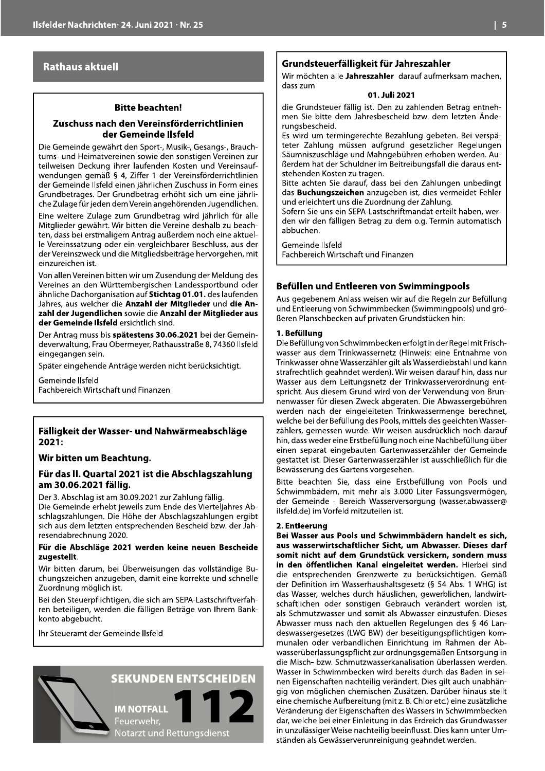## Rathaus aktuell

### Bitte beachten!

### Zuschuss nach den Vereinsförderrichtlinien der Gemeinde Ilsfeld

Die Gemeinde gewährt den Sport-, Musik-, Gesangs-, Brauchtums- und Heimatvereinen sowie den sonstigen Vereinen zur teilweisen Deckung ihrer laufenden Kosten und Vereinsaufwendungen gemäß § 4, Ziffer 1 der Vereinsförderrichtlinien der Gemeinde Ilsfeld einen jährlichen Zuschuss in Form eines Grundbetrages. Der Grundbetrag erhöht sich um eine jährliche Zulage für jeden dem Verein angehörenden Jugendlichen.

Eine weitere Zulage zum Grundbetrag wird jährlich für alle Mitglieder gewährt. Wir bitten die Vereine deshalb zu beachten, dass bei erstmaligem Antrag außerdem noch eine aktuelle Vereinssatzung oder ein vergleichbarer Beschluss, aus der der Vereinszweck und die Mitgliedsbeiträge hervorgehen, mit einzureichen ist.

Von allen Vereinen bitten wir um Zusendung der Meldung des Vereines an den Württembergischen Landessportbund oder ähnliche Dachorganisation auf **Stichtag 01.01.** des laufenden Jahres, aus welcher die **Anzahl der Mitglieder** und **die Anzahl der Jugendlichen** sowie die **Anzahl der Mitglieder aus der Gemeinde Ilsfeld** ersichtlich sind.

Der Antrag muss bis **spätestens 30.06.2021** bei der Gemeindeverwaltung, Frau Obermeyer, Rathausstraße 8, 74360 Ilsfeld eingegangen sein.

Später eingehende Anträge werden nicht berücksichtigt.

Gemeinde Ilsfeld
Fachbereich Wirtschaft und Finanzen

### Fälligkeit der Wasser- und Nahwärmeabschläge 2021:

### Wir bitten um Beachtung.

### Für das II. Quartal 2021 ist die Abschlagszahlung am 30.06.2021 fällig.

Der 3. Abschlag ist am 30.09.2021 zur Zahlung fällig.
Die Gemeinde erhebt jeweils zum Ende des Vierteljahres Abschlagszahlungen. Die Höhe der Abschlagszahlungen ergibt sich aus dem letzten entsprechenden Bescheid bzw. der Jahresendabrechnung 2020.

**Für die Abschläge 2021 werden keine neuen Bescheide zugestellt**.

Wir bitten darum, bei Überweisungen das vollständige Buchungszeichen anzugeben, damit eine korrekte und schnelle Zuordnung möglich ist.

Bei den Steuerpflichtigen, die sich am SEPA-Lastschriftverfahren beteiligen, werden die fälligen Beträge von Ihrem Bankkonto abgebucht.

Ihr Steueramt der Gemeinde Ilsfeld

**SEKUNDEN ENTSCHEIDEN**
**IM NOTFALL 112**
Feuerwehr, Notarzt und Rettungsdienst

### Grundsteuerfälligkeit für Jahreszahler

Wir möchten alle **Jahreszahler** darauf aufmerksam machen, dass zum

**01. Juli 2021**

die Grundsteuer fällig ist. Den zu zahlenden Betrag entnehmen Sie bitte dem Jahresbescheid bzw. dem letzten Änderungsbescheid.
Es wird um termingerechte Bezahlung gebeten. Bei verspäteter Zahlung müssen aufgrund gesetzlicher Regelungen Säumniszuschläge und Mahngebühren erhoben werden. Außerdem hat der Schuldner im Beitreibungsfall die daraus entstehenden Kosten zu tragen.
Bitte achten Sie darauf, dass bei den Zahlungen unbedingt das **Buchungszeichen** anzugeben ist, dies vermeidet Fehler und erleichtert uns die Zuordnung der Zahlung.
Sofern Sie uns ein SEPA-Lastschriftmandat erteilt haben, werden wir den fälligen Betrag zu dem o.g. Termin automatisch abbuchen.

Gemeinde Ilsfeld
Fachbereich Wirtschaft und Finanzen

### Befüllen und Entleeren von Swimmingpools

Aus gegebenem Anlass weisen wir auf die Regeln zur Befüllung und Entleerung von Schwimmbecken (Swimmingpools) und größeren Planschbecken auf privaten Grundstücken hin:

**1. Befüllung**

Die Befüllung von Schwimmbecken erfolgt in der Regel mit Frischwasser aus dem Trinkwassernetz (Hinweis: eine Entnahme von Trinkwasser ohne Wasserzähler gilt als Wasserdiebstahl und kann strafrechtlich geahndet werden). Wir weisen darauf hin, dass nur Wasser aus dem Leitungsnetz der Trinkwasserverordnung entspricht. Aus diesem Grund wird von der Verwendung von Brunnenwasser für diesen Zweck abgeraten. Die Abwassergebühren werden nach der eingeleiteten Trinkwassermenge berechnet, welche bei der Befüllung des Pools, mittels des geeichten Wasserzählers, gemessen wurde. Wir weisen ausdrücklich noch darauf hin, dass weder eine Erstbefüllung noch eine Nachbefüllung über einen separat eingebauten Gartenwasserzähler der Gemeinde gestattet ist. Dieser Gartenwasserzähler ist ausschließlich für die Bewässerung des Gartens vorgesehen.

Bitte beachten Sie, dass eine Erstbefüllung von Pools und Schwimmbädern, mit mehr als 3.000 Liter Fassungsvermögen, der Gemeinde - Bereich Wasserversorgung (wasser.abwasser@ilsfeld.de) im Vorfeld mitzuteilen ist.

**2. Entleerung**

**Bei Wasser aus Pools und Schwimmbädern handelt es sich, aus wasserwirtschaftlicher Sicht, um Abwasser. Dieses darf somit nicht auf dem Grundstück versickern, sondern muss in den öffentlichen Kanal eingeleitet werden.** Hierbei sind die entsprechenden Grenzwerte zu berücksichtigen. Gemäß der Definition im Wasserhaushaltsgesetz (§ 54 Abs. 1 WHG) ist das Wasser, welches durch häuslichen, gewerblichen, landwirtschaftlichen oder sonstigen Gebrauch verändert worden ist, als Schmutzwasser und somit als Abwasser einzustufen. Dieses Abwasser muss nach den aktuellen Regelungen des § 46 Landeswassergesetzes (LWG BW) der beseitigungspflichtigen kommunalen oder verbandlichen Einrichtung im Rahmen der Abwasserüberlassungspflicht zur ordnungsgemäßen Entsorgung in die Misch- bzw. Schmutzwasserkanalisation überlassen werden. Wasser in Schwimmbecken wird bereits durch das Baden in seinen Eigenschaften nachteilig verändert. Dies gilt auch unabhängig von möglichen chemischen Zusätzen. Darüber hinaus stellt eine chemische Aufbereitung (mit z. B. Chlor etc.) eine zusätzliche Veränderung der Eigenschaften des Wassers in Schwimmbecken dar, welche bei einer Einleitung in das Erdreich das Grundwasser in unzulässiger Weise nachteilig beeinflusst. Dies kann unter Umständen als Gewässerverunreinigung geahndet werden.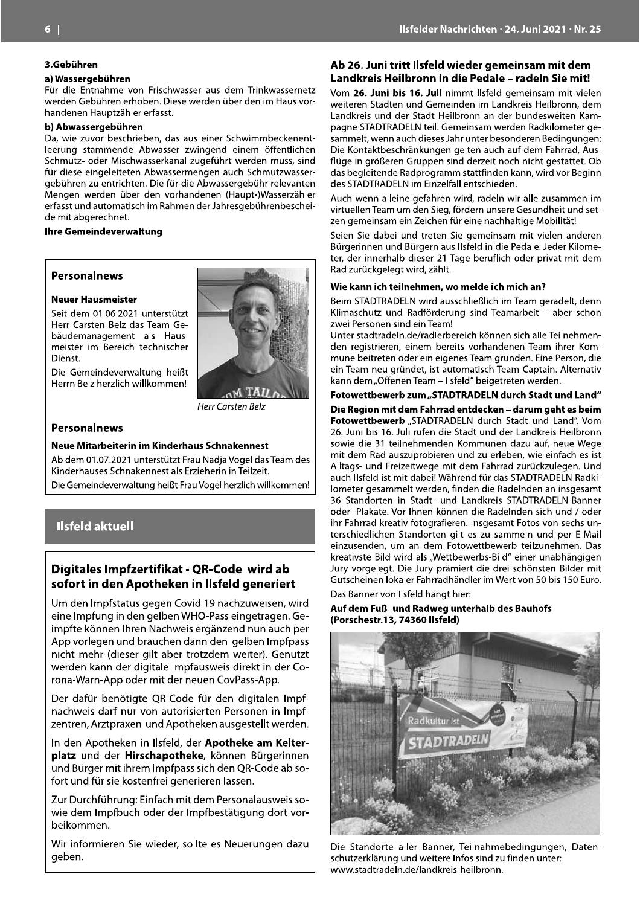### 3.Gebühren

#### a) Wassergebühren

Für die Entnahme von Frischwasser aus dem Trinkwassernetz werden Gebühren erhoben. Diese werden über den im Haus vorhandenen Hauptzähler erfasst.

#### b) Abwassergebühren

Da, wie zuvor beschrieben, das aus einer Schwimmbeckenentleerung stammende Abwasser zwingend einem öffentlichen Schmutz- oder Mischwasserkanal zugeführt werden muss, sind für diese eingeleiteten Abwassermengen auch Schmutzwassergebühren zu entrichten. Die für die Abwassergebühr relevanten Mengen werden über den vorhandenen (Haupt-)Wasserzähler erfasst und automatisch im Rahmen der Jahresgebührenbescheide mit abgerechnet.

**Ihre Gemeindeverwaltung**

## Personalnews

**Neuer Hausmeister**

Seit dem 01.06.2021 unterstützt Herr Carsten Belz das Team Gebäudemanagement als Hausmeister im Bereich technischer Dienst.

Die Gemeindeverwaltung heißt Herrn Belz herzlich willkommen!

*Herr Carsten Belz*

## Personalnews

**Neue Mitarbeiterin im Kinderhaus Schnakennest**

Ab dem 01.07.2021 unterstützt Frau Nadja Vogel das Team des Kinderhauses Schnakennest als Erzieherin in Teilzeit.

Die Gemeindeverwaltung heißt Frau Vogel herzlich willkommen!

# Ilsfeld aktuell

## Digitales Impfzertifikat - QR-Code wird ab sofort in den Apotheken in Ilsfeld generiert

Um den Impfstatus gegen Covid 19 nachzuweisen, wird eine Impfung in den gelben WHO-Pass eingetragen. Geimpfte können Ihren Nachweis ergänzend nun auch per App vorlegen und brauchen dann den gelben Impfpass nicht mehr (dieser gilt aber trotzdem weiter). Genutzt werden kann der digitale Impfausweis direkt in der Corona-Warn-App oder mit der neuen CovPass-App.

Der dafür benötigte QR-Code für den digitalen Impfnachweis darf nur von autorisierten Personen in Impfzentren, Arztpraxen und Apotheken ausgestellt werden.

In den Apotheken in Ilsfeld, der **Apotheke am Kelterplatz** und der **Hirschapotheke**, können Bürgerinnen und Bürger mit ihrem Impfpass sich den QR-Code ab sofort und für sie kostenfrei generieren lassen.

Zur Durchführung: Einfach mit dem Personalausweis sowie dem Impfbuch oder der Impfbestätigung dort vorbeikommen.

Wir informieren Sie wieder, sollte es Neuerungen dazu geben.

## Ab 26. Juni tritt Ilsfeld wieder gemeinsam mit dem Landkreis Heilbronn in die Pedale – radeln Sie mit!

Vom **26. Juni bis 16. Juli** nimmt Ilsfeld gemeinsam mit vielen weiteren Städten und Gemeinden im Landkreis Heilbronn, dem Landkreis und der Stadt Heilbronn an der bundesweiten Kampagne STADTRADELN teil. Gemeinsam werden Radkilometer gesammelt, wenn auch dieses Jahr unter besonderen Bedingungen: Die Kontaktbeschränkungen gelten auch auf dem Fahrrad, Ausflüge in größeren Gruppen sind derzeit noch nicht gestattet. Ob das begleitende Radprogramm stattfinden kann, wird vor Beginn des STADTRADELN im Einzelfall entschieden.

Auch wenn alleine gefahren wird, radeln wir alle zusammen im virtuellen Team um den Sieg, fördern unsere Gesundheit und setzen gemeinsam ein Zeichen für eine nachhaltige Mobilität!

Seien Sie dabei und treten Sie gemeinsam mit vielen anderen Bürgerinnen und Bürgern aus Ilsfeld in die Pedale. Jeder Kilometer, der innerhalb dieser 21 Tage beruflich oder privat mit dem Rad zurückgelegt wird, zählt.

**Wie kann ich teilnehmen, wo melde ich mich an?**

Beim STADTRADELN wird ausschließlich im Team geradelt, denn Klimaschutz und Radförderung sind Teamarbeit – aber schon zwei Personen sind ein Team!

Unter stadtradeln.de/radlerbereich können sich alle Teilnehmenden registrieren, einem bereits vorhandenen Team ihrer Kommune beitreten oder ein eigenes Team gründen. Eine Person, die ein Team neu gründet, ist automatisch Team-Captain. Alternativ kann dem „Offenen Team – Ilsfeld" beigetreten werden.

**Fotowettbewerb zum „STADTRADELN durch Stadt und Land"**

**Die Region mit dem Fahrrad entdecken – darum geht es beim Fotowettbewerb** „STADTRADELN durch Stadt und Land". Vom 26. Juni bis 16. Juli rufen die Stadt und der Landkreis Heilbronn sowie die 31 teilnehmenden Kommunen dazu auf, neue Wege mit dem Rad auszuprobieren und zu erleben, wie einfach es ist Alltags- und Freizeitwege mit dem Fahrrad zurückzulegen. Und auch Ilsfeld ist mit dabei! Während für das STADTRADELN Radkilometer gesammelt werden, finden die Radelnden an insgesamt 36 Standorten in Stadt- und Landkreis STADTRADELN-Banner oder -Plakate. Vor Ihnen können die Radelnden sich und / oder ihr Fahrrad kreativ fotografieren. Insgesamt Fotos von sechs unterschiedlichen Standorten gilt es zu sammeln und per E-Mail einzusenden, um an dem Fotowettbewerb teilzunehmen. Das kreativste Bild wird als „Wettbewerbs-Bild" einer unabhängigen Jury vorgelegt. Die Jury prämiert die drei schönsten Bilder mit Gutscheinen lokaler Fahrradhändler im Wert von 50 bis 150 Euro.

Das Banner von Ilsfeld hängt hier:

**Auf dem Fuß- und Radweg unterhalb des Bauhofs (Porschestr.13, 74360 Ilsfeld)**

Die Standorte aller Banner, Teilnahmebedingungen, Datenschutzerklärung und weitere Infos sind zu finden unter: www.stadtradeln.de/landkreis-heilbronn.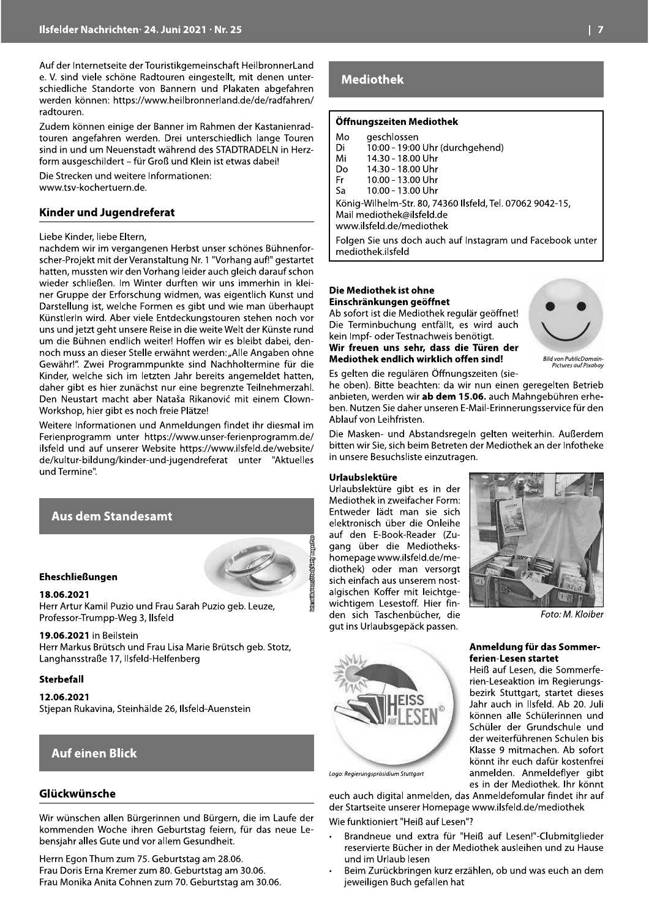Auf der Internetseite der Touristikgemeinschaft HeilbronnerLand e. V. sind viele schöne Radtouren eingestellt, mit denen unterschiedliche Standorte von Bannern und Plakaten abgefahren werden können: https://www.heilbronnerland.de/de/radfahren/radtouren.

Zudem können einige der Banner im Rahmen der Kastanienradtouren angefahren werden. Drei unterschiedlich lange Touren sind in und um Neuenstadt während des STADTRADELN in Herzform ausgeschildert – für Groß und Klein ist etwas dabei!

Die Strecken und weitere Informationen:
www.tsv-kochertuern.de.

### Kinder und Jugendreferat

Liebe Kinder, liebe Eltern,
nachdem wir im vergangenen Herbst unser schönes Bühnenforscher-Projekt mit der Veranstaltung Nr. 1 "Vorhang auf!" gestartet hatten, mussten wir den Vorhang leider auch gleich darauf schon wieder schließen. Im Winter durften wir uns immerhin in kleiner Gruppe der Erforschung widmen, was eigentlich Kunst und Darstellung ist, welche Formen es gibt und wie man überhaupt KünstlerIn wird. Aber viele Entdeckungstouren stehen noch vor uns und jetzt geht unsere Reise in die weite Welt der Künste rund um die Bühnen endlich weiter! Hoffen wir es bleibt dabei, dennoch muss an dieser Stelle erwähnt werden: „Alle Angaben ohne Gewähr!". Zwei Programmpunkte sind Nachholtermine für die Kinder, welche sich im letzten Jahr bereits angemeldet hatten, daher gibt es hier zunächst nur eine begrenzte Teilnehmerzahl. Den Neustart macht aber Nataša Rikanović mit einem Clown-Workshop, hier gibt es noch freie Plätze!

Weitere Informationen und Anmeldungen findet ihr diesmal im Ferienprogramm unter https://www.unser-ferienprogramm.de/ilsfeld und auf unserer Website https://www.ilsfeld.de/website/de/kultur-bildung/kinder-und-jugendreferat unter "Aktuelles und Termine".

## Aus dem Standesamt

### Eheschließungen

**18.06.2021**
Herr Artur Kamil Puzio und Frau Sarah Puzio geb. Leuze, Professor-Trumpp-Weg 3, Ilsfeld

**19.06.2021** in Beilstein
Herr Markus Brütsch und Frau Lisa Marie Brütsch geb. Stotz, Langhansstraße 17, Ilsfeld-Helfenberg

### Sterbefall

**12.06.2021**
Stjepan Rukavina, Steinhälde 26, Ilsfeld-Auenstein

## Auf einen Blick

### Glückwünsche

Wir wünschen allen Bürgerinnen und Bürgern, die im Laufe der kommenden Woche ihren Geburtstag feiern, für das neue Lebensjahr alles Gute und vor allem Gesundheit.

Herrn Egon Thum zum 75. Geburtstag am 28.06.
Frau Doris Erna Kremer zum 80. Geburtstag am 30.06.
Frau Monika Anita Cohnen zum 70. Geburtstag am 30.06.

## Mediothek

**Öffnungszeiten Mediothek**

| | |
|---|---|
| Mo | geschlossen |
| Di | 10:00 - 19:00 Uhr (durchgehend) |
| Mi | 14.30 - 18.00 Uhr |
| Do | 14.30 - 18.00 Uhr |
| Fr | 10.00 - 13.00 Uhr |
| Sa | 10.00 - 13.00 Uhr |

König-Wilhelm-Str. 80, 74360 Ilsfeld, Tel. 07062 9042-15,
Mail mediothek@ilsfeld.de
www.ilsfeld.de/mediothek

Folgen Sie uns doch auch auf Instagram und Facebook unter mediothek.ilsfeld

**Die Mediothek ist ohne Einschränkungen geöffnet**

Ab sofort ist die Mediothek regulär geöffnet! Die Terminbuchung entfällt, es wird auch kein Impf- oder Testnachweis benötigt. **Wir freuen uns sehr, dass die Türen der Mediothek endlich wirklich offen sind!**

*Bild von PublicDomainPictures auf Pixabay*

Es gelten die regulären Öffnungszeiten (siehe oben). Bitte beachten: da wir nun einen geregelten Betrieb anbieten, werden wir **ab dem 15.06.** auch Mahngebühren erheben. Nutzen Sie daher unseren E-Mail-Erinnerungsservice für den Ablauf von Leihfristen.

Die Masken- und Abstandsregeln gelten weiterhin. Außerdem bitten wir Sie, sich beim Betreten der Mediothek an der Infotheke in unsere Besuchsliste einzutragen.

**Urlaubslektüre**

Urlaubslektüre gibt es in der Mediothek in zweifacher Form: Entweder lädt man sie sich elektronisch über die Onleihe auf den E-Book-Reader (Zugang über die Mediothekshomepage www.ilsfeld.de/mediothek) oder man versorgt sich einfach aus unserem nostalgischen Koffer mit leichtgewichtigem Lesestoff. Hier finden sich Taschenbücher, die gut ins Urlaubsgepäck passen.

*Foto: M. Kloiber*

**Anmeldung für das Sommerferien-Lesen startet**

*Logo: Regierungspräsidium Stuttgart*

Heiß auf Lesen, die Sommerferien-Leseaktion im Regierungsbezirk Stuttgart, startet dieses Jahr auch in Ilsfeld. Ab 20. Juli können alle Schülerinnen und Schüler der Grundschule und der weiterführenden Schulen bis Klasse 9 mitmachen. Ab sofort könnt ihr euch dafür kostenfrei anmelden. Anmeldeflyer gibt es in der Mediothek. Ihr könnt euch auch digital anmelden, das Anmeldefomular findet ihr auf der Startseite unserer Homepage www.ilsfeld.de/mediothek

Wie funktioniert "Heiß auf Lesen"?

- Brandneue und extra für "Heiß auf Lesen!"-Clubmitglieder reservierte Bücher in der Mediothek ausleihen und zu Hause und im Urlaub lesen
- Beim Zurückbringen kurz erzählen, ob und was euch an dem jeweiligen Buch gefallen hat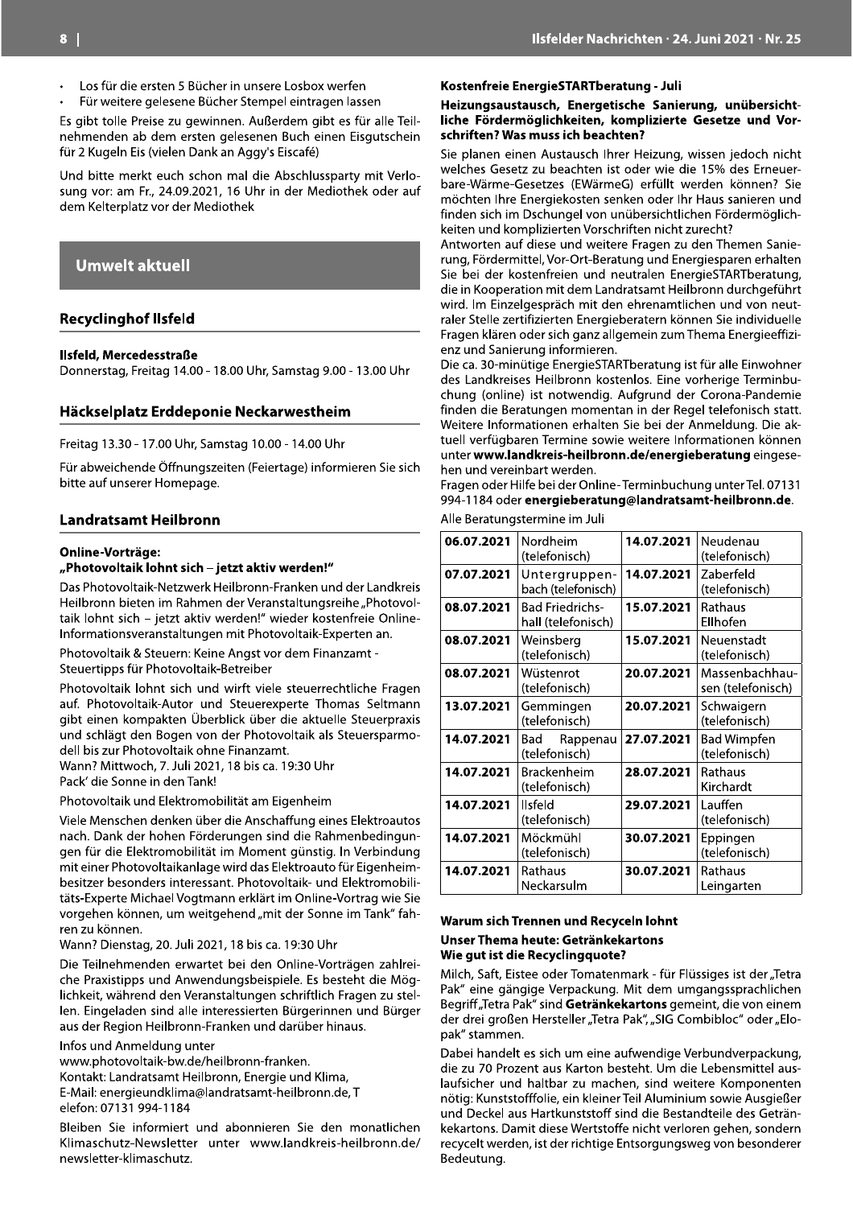- Los für die ersten 5 Bücher in unsere Losbox werfen
- Für weitere gelesene Bücher Stempel eintragen lassen

Es gibt tolle Preise zu gewinnen. Außerdem gibt es für alle Teilnehmenden ab dem ersten gelesenen Buch einen Eisgutschein für 2 Kugeln Eis (vielen Dank an Aggy's Eiscafé)

Und bitte merkt euch schon mal die Abschlussparty mit Verlosung vor: am Fr., 24.09.2021, 16 Uhr in der Mediothek oder auf dem Kelterplatz vor der Mediothek

## Umwelt aktuell

### Recyclinghof Ilsfeld

**Ilsfeld, Mercedesstraße**
Donnerstag, Freitag 14.00 - 18.00 Uhr, Samstag 9.00 - 13.00 Uhr

### Häckselplatz Erddeponie Neckarwestheim

Freitag 13.30 - 17.00 Uhr, Samstag 10.00 - 14.00 Uhr

Für abweichende Öffnungszeiten (Feiertage) informieren Sie sich bitte auf unserer Homepage.

### Landratsamt Heilbronn

**Online-Vorträge:**
**„Photovoltaik lohnt sich – jetzt aktiv werden!"**

Das Photovoltaik-Netzwerk Heilbronn-Franken und der Landkreis Heilbronn bieten im Rahmen der Veranstaltungsreihe „Photovoltaik lohnt sich – jetzt aktiv werden!" wieder kostenfreie Online-Informationsveranstaltungen mit Photovoltaik-Experten an.

Photovoltaik & Steuern: Keine Angst vor dem Finanzamt - Steuertipps für Photovoltaik-Betreiber

Photovoltaik lohnt sich und wirft viele steuerrechtliche Fragen auf. Photovoltaik-Autor und Steuerexperte Thomas Seltmann gibt einen kompakten Überblick über die aktuelle Steuerpraxis und schlägt den Bogen von der Photovoltaik als Steuersparmodell bis zur Photovoltaik ohne Finanzamt.
Wann? Mittwoch, 7. Juli 2021, 18 bis ca. 19:30 Uhr
Pack' die Sonne in den Tank!

Photovoltaik und Elektromobilität am Eigenheim

Viele Menschen denken über die Anschaffung eines Elektroautos nach. Dank der hohen Förderungen sind die Rahmenbedingungen für die Elektromobilität im Moment günstig. In Verbindung mit einer Photovoltaikanlage wird das Elektroauto für Eigenheimbesitzer besonders interessant. Photovoltaik- und Elektromobilitäts-Experte Michael Vogtmann erklärt im Online-Vortrag wie Sie vorgehen können, um weitgehend „mit der Sonne im Tank" fahren zu können.
Wann? Dienstag, 20. Juli 2021, 18 bis ca. 19:30 Uhr

Die Teilnehmenden erwartet bei den Online-Vorträgen zahlreiche Praxistipps und Anwendungsbeispiele. Es besteht die Möglichkeit, während den Veranstaltungen schriftlich Fragen zu stellen. Eingeladen sind alle interessierten Bürgerinnen und Bürger aus der Region Heilbronn-Franken und darüber hinaus.

Infos und Anmeldung unter
www.photovoltaik-bw.de/heilbronn-franken.
Kontakt: Landratsamt Heilbronn, Energie und Klima,
E-Mail: energieundklima@landratsamt-heilbronn.de, Telefon: 07131 994-1184

Bleiben Sie informiert und abonnieren Sie den monatlichen Klimaschutz-Newsletter unter www.landkreis-heilbronn.de/newsletter-klimaschutz.

**Kostenfreie EnergieSTARTberatung - Juli**

**Heizungsaustausch, Energetische Sanierung, unübersichtliche Fördermöglichkeiten, komplizierte Gesetze und Vorschriften? Was muss ich beachten?**

Sie planen einen Austausch Ihrer Heizung, wissen jedoch nicht welches Gesetz zu beachten ist oder wie die 15% des Erneuerbare-Wärme-Gesetzes (EWärmeG) erfüllt werden können? Sie möchten Ihre Energiekosten senken oder Ihr Haus sanieren und finden sich im Dschungel von unübersichtlichen Fördermöglichkeiten und komplizierten Vorschriften nicht zurecht?
Antworten auf diese und weitere Fragen zu den Themen Sanierung, Fördermittel, Vor-Ort-Beratung und Energiesparen erhalten Sie bei der kostenfreien und neutralen EnergieSTARTberatung, die in Kooperation mit dem Landratsamt Heilbronn durchgeführt wird. Im Einzelgespräch mit den ehrenamtlichen und von neutraler Stelle zertifizierten Energieberatern können Sie individuelle Fragen klären oder sich ganz allgemein zum Thema Energieeffizienz und Sanierung informieren.
Die ca. 30-minütige EnergieSTARTberatung ist für alle Einwohner des Landkreises Heilbronn kostenlos. Eine vorherige Terminbuchung (online) ist notwendig. Aufgrund der Corona-Pandemie finden die Beratungen momentan in der Regel telefonisch statt. Weitere Informationen erhalten Sie bei der Anmeldung. Die aktuell verfügbaren Termine sowie weitere Informationen können unter **www.landkreis-heilbronn.de/energieberatung** eingesehen und vereinbart werden.
Fragen oder Hilfe bei der Online-Terminbuchung unter Tel. 07131 994-1184 oder **energieberatung@landratsamt-heilbronn.de**.

Alle Beratungstermine im Juli

| | | | |
|---|---|---|---|
| **06.07.2021** | Nordheim (telefonisch) | **14.07.2021** | Neudenau (telefonisch) |
| **07.07.2021** | Untergruppenbach (telefonisch) | **14.07.2021** | Zaberfeld (telefonisch) |
| **08.07.2021** | Bad Friedrichshall (telefonisch) | **15.07.2021** | Rathaus Ellhofen |
| **08.07.2021** | Weinsberg (telefonisch) | **15.07.2021** | Neuenstadt (telefonisch) |
| **08.07.2021** | Wüstenrot (telefonisch) | **20.07.2021** | Massenbachhausen (telefonisch) |
| **13.07.2021** | Gemmingen (telefonisch) | **20.07.2021** | Schwaigern (telefonisch) |
| **14.07.2021** | Bad Rappenau (telefonisch) | **27.07.2021** | Bad Wimpfen (telefonisch) |
| **14.07.2021** | Brackenheim (telefonisch) | **28.07.2021** | Rathaus Kirchardt |
| **14.07.2021** | Ilsfeld (telefonisch) | **29.07.2021** | Lauffen (telefonisch) |
| **14.07.2021** | Möckmühl (telefonisch) | **30.07.2021** | Eppingen (telefonisch) |
| **14.07.2021** | Rathaus Neckarsulm | **30.07.2021** | Rathaus Leingarten |

**Warum sich Trennen und Recyceln lohnt**

**Unser Thema heute: Getränkekartons**
**Wie gut ist die Recyclingquote?**

Milch, Saft, Eistee oder Tomatenmark - für Flüssiges ist der „Tetra Pak" eine gängige Verpackung. Mit dem umgangssprachlichen Begriff „Tetra Pak" sind **Getränkekartons** gemeint, die von einem der drei großen Hersteller „Tetra Pak", „SIG Combibloc" oder „Elopak" stammen.

Dabei handelt es sich um eine aufwendige Verbundverpackung, die zu 70 Prozent aus Karton besteht. Um die Lebensmittel auslaufsicher und haltbar zu machen, sind weitere Komponenten nötig: Kunststofffolie, ein kleiner Teil Aluminium sowie Ausgießer und Deckel aus Hartkunststoff sind die Bestandteile des Getränkekartons. Damit diese Wertstoffe nicht verloren gehen, sondern recycelt werden, ist der richtige Entsorgungsweg von besonderer Bedeutung.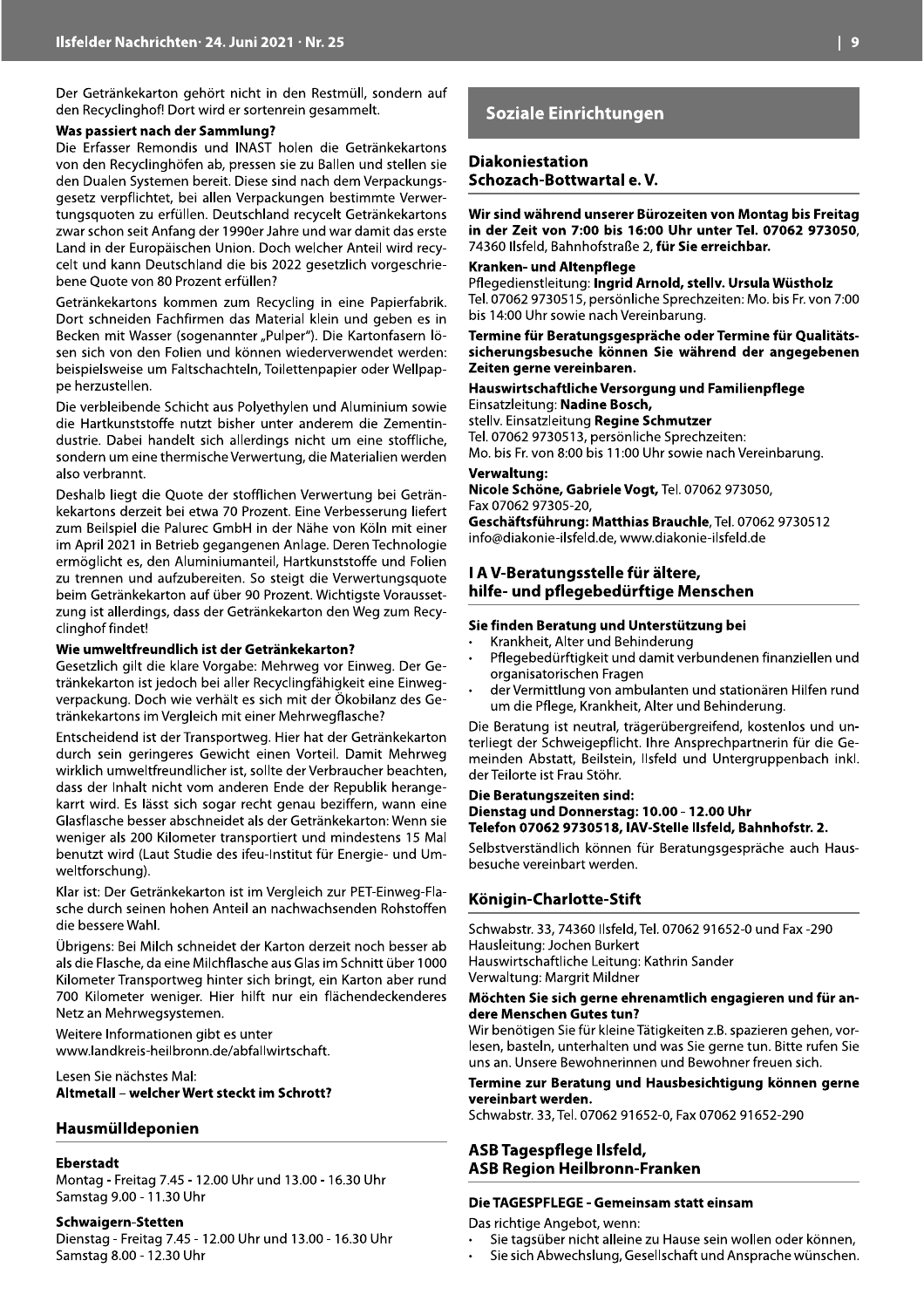Der Getränkekarton gehört nicht in den Restmüll, sondern auf den Recyclinghof! Dort wird er sortenrein gesammelt.

**Was passiert nach der Sammlung?**

Die Erfasser Remondis und INAST holen die Getränkekartons von den Recyclinghöfen ab, pressen sie zu Ballen und stellen sie den Dualen Systemen bereit. Diese sind nach dem Verpackungsgesetz verpflichtet, bei allen Verpackungen bestimmte Verwertungsquoten zu erfüllen. Deutschland recycelt Getränkekartons zwar schon seit Anfang der 1990er Jahre und war damit das erste Land in der Europäischen Union. Doch welcher Anteil wird recycelt und kann Deutschland die bis 2022 gesetzlich vorgeschriebene Quote von 80 Prozent erfüllen?

Getränkekartons kommen zum Recycling in eine Papierfabrik. Dort schneiden Fachfirmen das Material klein und geben es in Becken mit Wasser (sogenannter „Pulper"). Die Kartonfasern lösen sich von den Folien und können wiederverwendet werden: beispielsweise um Faltschachteln, Toilettenpapier oder Wellpappe herzustellen.

Die verbleibende Schicht aus Polyethylen und Aluminium sowie die Hartkunststoffe nutzt bisher unter anderem die Zementindustrie. Dabei handelt sich allerdings nicht um eine stoffliche, sondern um eine thermische Verwertung, die Materialien werden also verbrannt.

Deshalb liegt die Quote der stofflichen Verwertung bei Getränkekartons derzeit bei etwa 70 Prozent. Eine Verbesserung liefert zum Beispiel die Palurec GmbH in der Nähe von Köln mit einer im April 2021 in Betrieb gegangenen Anlage. Deren Technologie ermöglicht es, den Aluminiumanteil, Hartkunststoffe und Folien zu trennen und aufzubereiten. So steigt die Verwertungsquote beim Getränkekarton auf über 90 Prozent. Wichtigste Voraussetzung ist allerdings, dass der Getränkekarton den Weg zum Recyclinghof findet!

**Wie umweltfreundlich ist der Getränkekarton?**

Gesetzlich gilt die klare Vorgabe: Mehrweg vor Einweg. Der Getränkekarton ist jedoch bei aller Recyclingfähigkeit eine Einwegverpackung. Doch wie verhält es sich mit der Ökobilanz des Getränkekartons im Vergleich mit einer Mehrwegflasche?

Entscheidend ist der Transportweg. Hier hat der Getränkekarton durch sein geringeres Gewicht einen Vorteil. Damit Mehrweg wirklich umweltfreundlicher ist, sollte der Verbraucher beachten, dass der Inhalt nicht vom anderen Ende der Republik herangekarrt wird. Es lässt sich sogar recht genau beziffern, wann eine Glasflasche besser abschneidet als der Getränkekarton: Wenn sie weniger als 200 Kilometer transportiert und mindestens 15 Mal benutzt wird (Laut Studie des ifeu-Institut für Energie- und Umweltforschung).

Klar ist: Der Getränkekarton ist im Vergleich zur PET-Einweg-Flasche durch seinen hohen Anteil an nachwachsenden Rohstoffen die bessere Wahl.

Übrigens: Bei Milch schneidet der Karton derzeit noch besser ab als die Flasche, da eine Milchflasche aus Glas im Schnitt über 1000 Kilometer Transportweg hinter sich bringt, ein Karton aber rund 700 Kilometer weniger. Hier hilft nur ein flächendeckenderes Netz an Mehrwegsystemen.

Weitere Informationen gibt es unter
www.landkreis-heilbronn.de/abfallwirtschaft.

Lesen Sie nächstes Mal:
**Altmetall – welcher Wert steckt im Schrott?**

## Hausmülldeponien

**Eberstadt**
Montag - Freitag 7.45 - 12.00 Uhr und 13.00 - 16.30 Uhr
Samstag 9.00 - 11.30 Uhr

**Schwaigern-Stetten**
Dienstag - Freitag 7.45 - 12.00 Uhr und 13.00 - 16.30 Uhr
Samstag 8.00 - 12.30 Uhr

# Soziale Einrichtungen

## Diakoniestation Schozach-Bottwartal e. V.

**Wir sind während unserer Bürozeiten von Montag bis Freitag in der Zeit von 7:00 bis 16:00 Uhr unter Tel. 07062 973050,** 74360 Ilsfeld, Bahnhofstraße 2, **für Sie erreichbar.**

**Kranken- und Altenpflege**
Pflegedienstleitung: **Ingrid Arnold, stellv. Ursula Wüstholz**
Tel. 07062 9730515, persönliche Sprechzeiten: Mo. bis Fr. von 7:00 bis 14:00 Uhr sowie nach Vereinbarung.

**Termine für Beratungsgespräche oder Termine für Qualitätssicherungsbesuche können Sie während der angegebenen Zeiten gerne vereinbaren.**

**Hauswirtschaftliche Versorgung und Familienpflege**
Einsatzleitung: **Nadine Bosch,**
stellv. Einsatzleitung **Regine Schmutzer**
Tel. 07062 9730513, persönliche Sprechzeiten:
Mo. bis Fr. von 8:00 bis 11:00 Uhr sowie nach Vereinbarung.

**Verwaltung:**
**Nicole Schöne, Gabriele Vogt,** Tel. 07062 973050,
Fax 07062 97305-20,
**Geschäftsführung: Matthias Brauchle,** Tel. 07062 9730512
info@diakonie-ilsfeld.de, www.diakonie-ilsfeld.de

## I A V-Beratungsstelle für ältere, hilfe- und pflegebedürftige Menschen

**Sie finden Beratung und Unterstützung bei**

- Krankheit, Alter und Behinderung
- Pflegebedürftigkeit und damit verbundenen finanziellen und organisatorischen Fragen
- der Vermittlung von ambulanten und stationären Hilfen rund um die Pflege, Krankheit, Alter und Behinderung.

Die Beratung ist neutral, trägerübergreifend, kostenlos und unterliegt der Schweigepflicht. Ihre Ansprechpartnerin für die Gemeinden Abstatt, Beilstein, Ilsfeld und Untergruppenbach inkl. der Teilorte ist Frau Stöhr.

**Die Beratungszeiten sind:**
**Dienstag und Donnerstag: 10.00 - 12.00 Uhr**
**Telefon 07062 9730518, IAV-Stelle Ilsfeld, Bahnhofstr. 2.**

Selbstverständlich können für Beratungsgespräche auch Hausbesuche vereinbart werden.

## Königin-Charlotte-Stift

Schwabstr. 33, 74360 Ilsfeld, Tel. 07062 91652-0 und Fax -290
Hausleitung: Jochen Burkert
Hauswirtschaftliche Leitung: Kathrin Sander
Verwaltung: Margrit Mildner

**Möchten Sie sich gerne ehrenamtlich engagieren und für andere Menschen Gutes tun?**
Wir benötigen Sie für kleine Tätigkeiten z.B. spazieren gehen, vorlesen, basteln, unterhalten und was Sie gerne tun. Bitte rufen Sie uns an. Unsere Bewohnerinnen und Bewohner freuen sich.

**Termine zur Beratung und Hausbesichtigung können gerne vereinbart werden.**
Schwabstr. 33, Tel. 07062 91652-0, Fax 07062 91652-290

## ASB Tagespflege Ilsfeld, ASB Region Heilbronn-Franken

**Die TAGESPFLEGE - Gemeinsam statt einsam**

Das richtige Angebot, wenn:

- Sie tagsüber nicht alleine zu Hause sein wollen oder können,
- Sie sich Abwechslung, Gesellschaft und Ansprache wünschen.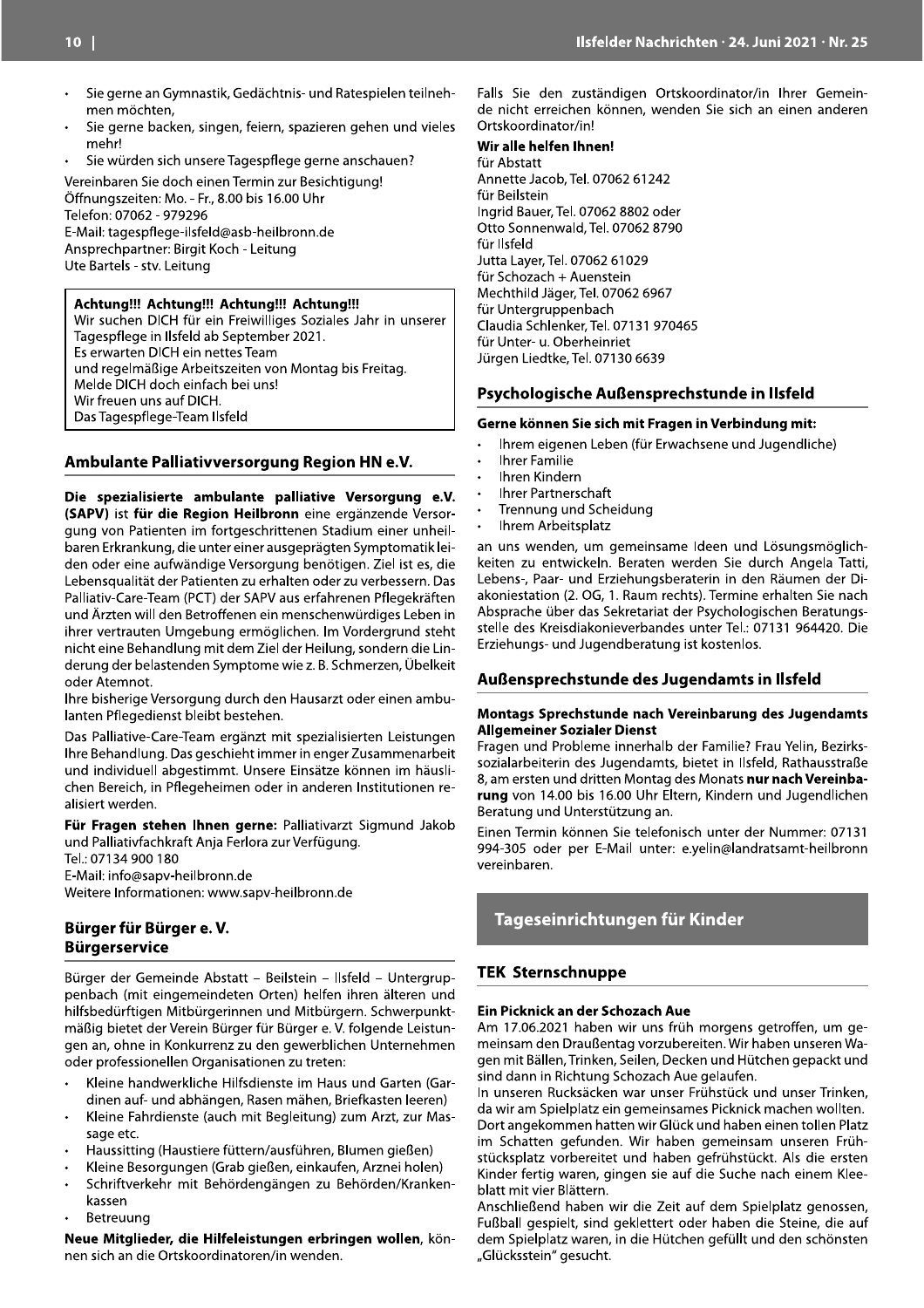- Sie gerne an Gymnastik, Gedächtnis- und Ratespielen teilnehmen möchten,
- Sie gerne backen, singen, feiern, spazieren gehen und vieles mehr!
- Sie würden sich unsere Tagespflege gerne anschauen?

Vereinbaren Sie doch einen Termin zur Besichtigung!
Öffnungszeiten: Mo. - Fr., 8.00 bis 16.00 Uhr
Telefon: 07062 - 979296
E-Mail: tagespflege-ilsfeld@asb-heilbronn.de
Ansprechpartner: Birgit Koch - Leitung
Ute Bartels - stv. Leitung

**Achtung!!! Achtung!!! Achtung!!! Achtung!!!**
Wir suchen DICH für ein Freiwilliges Soziales Jahr in unserer Tagespflege in Ilsfeld ab September 2021.
Es erwarten DICH ein nettes Team
und regelmäßige Arbeitszeiten von Montag bis Freitag.
Melde DICH doch einfach bei uns!
Wir freuen uns auf DICH.
Das Tagespflege-Team Ilsfeld

## Ambulante Palliativversorgung Region HN e.V.

**Die spezialisierte ambulante palliative Versorgung e.V. (SAPV)** ist **für die Region Heilbronn** eine ergänzende Versorgung von Patienten im fortgeschrittenen Stadium einer unheilbaren Erkrankung, die unter einer ausgeprägten Symptomatik leiden oder eine aufwändige Versorgung benötigen. Ziel ist es, die Lebensqualität der Patienten zu erhalten oder zu verbessern. Das Palliativ-Care-Team (PCT) der SAPV aus erfahrenen Pflegekräften und Ärzten will den Betroffenen ein menschenwürdiges Leben in ihrer vertrauten Umgebung ermöglichen. Im Vordergrund steht nicht eine Behandlung mit dem Ziel der Heilung, sondern die Linderung der belastenden Symptome wie z. B. Schmerzen, Übelkeit oder Atemnot.
Ihre bisherige Versorgung durch den Hausarzt oder einen ambulanten Pflegedienst bleibt bestehen.

Das Palliative-Care-Team ergänzt mit spezialisierten Leistungen Ihre Behandlung. Das geschieht immer in enger Zusammenarbeit und individuell abgestimmt. Unsere Einsätze können im häuslichen Bereich, in Pflegeheimen oder in anderen Institutionen realisiert werden.

**Für Fragen stehen Ihnen gerne:** Palliativarzt Sigmund Jakob und Palliativfachkraft Anja Ferlora zur Verfügung.
Tel.: 07134 900 180
E-Mail: info@sapv-heilbronn.de
Weitere Informationen: www.sapv-heilbronn.de

## Bürger für Bürger e. V.
## Bürgerservice

Bürger der Gemeinde Abstatt – Beilstein – Ilsfeld – Untergruppenbach (mit eingemeindeten Orten) helfen ihren älteren und hilfsbedürftigen Mitbürgerinnen und Mitbürgern. Schwerpunktmäßig bietet der Verein Bürger für Bürger e. V. folgende Leistungen an, ohne in Konkurrenz zu den gewerblichen Unternehmen oder professionellen Organisationen zu treten:

- Kleine handwerkliche Hilfsdienste im Haus und Garten (Gardinen auf- und abhängen, Rasen mähen, Briefkasten leeren)
- Kleine Fahrdienste (auch mit Begleitung) zum Arzt, zur Massage etc.
- Haussitting (Haustiere füttern/ausführen, Blumen gießen)
- Kleine Besorgungen (Grab gießen, einkaufen, Arznei holen)
- Schriftverkehr mit Behördengängen zu Behörden/Krankenkassen
- Betreuung

**Neue Mitglieder, die Hilfeleistungen erbringen wollen**, können sich an die Ortskoordinatoren/in wenden.

Falls Sie den zuständigen Ortskoordinator/in Ihrer Gemeinde nicht erreichen können, wenden Sie sich an einen anderen Ortskoordinator/in!

**Wir alle helfen Ihnen!**
für Abstatt
Annette Jacob, Tel. 07062 61242
für Beilstein
Ingrid Bauer, Tel. 07062 8802 oder
Otto Sonnenwald, Tel. 07062 8790
für Ilsfeld
Jutta Layer, Tel. 07062 61029
für Schozach + Auenstein
Mechthild Jäger, Tel. 07062 6967
für Untergruppenbach
Claudia Schlenker, Tel. 07131 970465
für Unter- u. Oberheinriet
Jürgen Liedtke, Tel. 07130 6639

## Psychologische Außensprechstunde in Ilsfeld

**Gerne können Sie sich mit Fragen in Verbindung mit:**

- Ihrem eigenen Leben (für Erwachsene und Jugendliche)
- Ihrer Familie
- Ihren Kindern
- Ihrer Partnerschaft
- Trennung und Scheidung
- Ihrem Arbeitsplatz

an uns wenden, um gemeinsame Ideen und Lösungsmöglichkeiten zu entwickeln. Beraten werden Sie durch Angela Tatti, Lebens-, Paar- und Erziehungsberaterin in den Räumen der Diakoniestation (2. OG, 1. Raum rechts). Termine erhalten Sie nach Absprache über das Sekretariat der Psychologischen Beratungsstelle des Kreisdiakonieverbandes unter Tel.: 07131 964420. Die Erziehungs- und Jugendberatung ist kostenlos.

## Außensprechstunde des Jugendamts in Ilsfeld

**Montags Sprechstunde nach Vereinbarung des Jugendamts Allgemeiner Sozialer Dienst**
Fragen und Probleme innerhalb der Familie? Frau Yelin, Bezirkssozialarbeiterin des Jugendamts, bietet in Ilsfeld, Rathausstraße 8, am ersten und dritten Montag des Monats **nur nach Vereinbarung** von 14.00 bis 16.00 Uhr Eltern, Kindern und Jugendlichen Beratung und Unterstützung an.

Einen Termin können Sie telefonisch unter der Nummer: 07131 994-305 oder per E-Mail unter: e.yelin@landratsamt-heilbronn vereinbaren.

# Tageseinrichtungen für Kinder

## TEK Sternschnuppe

**Ein Picknick an der Schozach Aue**
Am 17.06.2021 haben wir uns früh morgens getroffen, um gemeinsam den Draußentag vorzubereiten. Wir haben unseren Wagen mit Bällen, Trinken, Seilen, Decken und Hütchen gepackt und sind dann in Richtung Schozach Aue gelaufen.
In unseren Rucksäcken war unser Frühstück und unser Trinken, da wir am Spielplatz ein gemeinsames Picknick machen wollten. Dort angekommen hatten wir Glück und haben einen tollen Platz im Schatten gefunden. Wir haben gemeinsam unseren Frühstücksplatz vorbereitet und haben gefrühstückt. Als die ersten Kinder fertig waren, gingen sie auf die Suche nach einem Kleeblatt mit vier Blättern.
Anschließend haben wir die Zeit auf dem Spielplatz genossen, Fußball gespielt, sind geklettert oder haben die Steine, die auf dem Spielplatz waren, in die Hütchen gefüllt und den schönsten „Glücksstein" gesucht.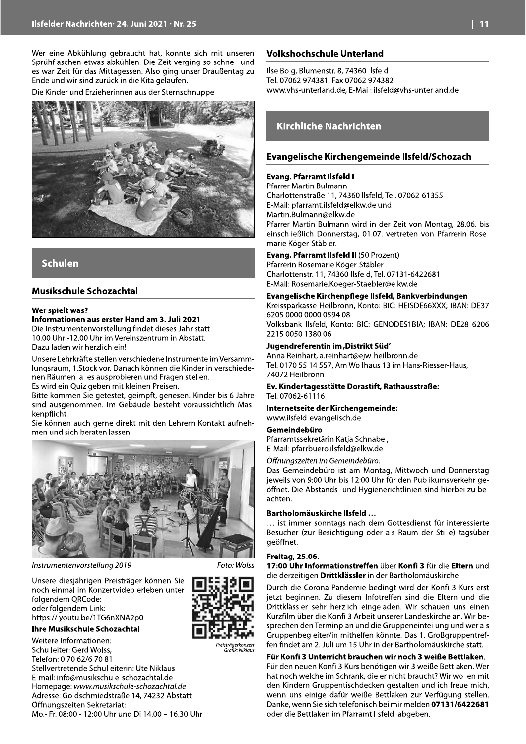Wer eine Abkühlung gebraucht hat, konnte sich mit unseren Sprühflaschen etwas abkühlen. Die Zeit verging so schnell und es war Zeit für das Mittagessen. Also ging unser Draußentag zu Ende und wir sind zurück in die Kita gelaufen.

Die Kinder und Erzieherinnen aus der Sternschnuppe

## Schulen

### Musikschule Schozachtal

**Wer spielt was?**

**Informationen aus erster Hand am 3. Juli 2021**

Die Instrumentenvorstellung findet dieses Jahr statt 10.00 Uhr -12.00 Uhr im Vereinszentrum in Abstatt. Dazu laden wir herzlich ein!

Unsere Lehrkräfte stellen verschiedene Instrumente im Versammlungsraum, 1.Stock vor. Danach können die Kinder in verschiedenen Räumen alles ausprobieren und Fragen stellen.

Es wird ein Quiz geben mit kleinen Preisen.

Bitte kommen Sie getestet, geimpft, genesen. Kinder bis 6 Jahre sind ausgenommen. Im Gebäude besteht voraussichtlich Maskenpflicht.

Sie können auch gerne direkt mit den Lehrern Kontakt aufnehmen und sich beraten lassen.

*Instrumentenvorstellung 2019* Foto: Wolss

Unsere diesjährigen Preisträger können Sie noch einmal im Konzertvideo erleben unter folgendem QRCode:
oder folgendem Link:
https:// youtu.be/1TG6nXNA2p0

*Preisträgerkonzert Grafik: Niklaus*

**Ihre Musikschule Schozachtal**

Weitere Informationen:
Schulleiter: Gerd Wolss,
Telefon: 0 70 62/6 70 81
Stellvertretende Schulleiterin: Ute Niklaus
E-mail: info@musikschule-schozachtal.de
Homepage: *www.musikschule-schozachtal.de*
Adresse: Goldschmiedstraße 14, 74232 Abstatt
Öffnungszeiten Sekretariat:
Mo.- Fr. 08:00 - 12:00 Uhr und Di 14.00 – 16.30 Uhr

### Volkshochschule Unterland

Ilse Bolg, Blumenstr. 8, 74360 Ilsfeld
Tel. 07062 974381, Fax 07062 974382
www.vhs-unterland.de, E-Mail: ilsfeld@vhs-unterland.de

## Kirchliche Nachrichten

### Evangelische Kirchengemeinde Ilsfeld/Schozach

**Evang. Pfarramt Ilsfeld I**

Pfarrer Martin Bulmann
Charlottenstraße 11, 74360 Ilsfeld, Tel. 07062-61355
E-Mail: pfarramt.ilsfeld@elkw.de und
Martin.Bulmann@elkw.de

Pfarrer Martin Bulmann wird in der Zeit von Montag, 28.06. bis einschließlich Donnerstag, 01.07. vertreten von Pfarrerin Rosemarie Köger-Stäbler.

**Evang. Pfarramt Ilsfeld II** (50 Prozent)

Pfarrerin Rosemarie Köger-Stäbler
Charlottenstr. 11, 74360 Ilsfeld, Tel. 07131-6422681
E-Mail: Rosemarie.Koeger-Staebler@elkw.de

**Evangelische Kirchenpflege Ilsfeld, Bankverbindungen**

Kreissparkasse Heilbronn, Konto: BIC: HEISDE66XXX; IBAN: DE37 6205 0000 0000 0594 08
Volksbank Ilsfeld, Konto: BIC: GENODES1BIA; IBAN: DE28 6206 2215 0050 1380 06

**Jugendreferentin im 'Distrikt Süd'**

Anna Reinhart, a.reinhart@ejw-heilbronn.de
Tel. 0170 55 14 557, Am Wollhaus 13 im Hans-Riesser-Haus, 74072 Heilbronn

**Ev. Kindertagesstätte Dorastift, Rathausstraße:**

Tel. 07062-61116

**Internetseite der Kirchengemeinde:**

www.ilsfeld-evangelisch.de

**Gemeindebüro**

Pfarramtssekretärin Katja Schnabel,
E-Mail: pfarrbuero.ilsfeld@elkw.de

*Öffnungszeiten im Gemeindebüro:*

Das Gemeindebüro ist am Montag, Mittwoch und Donnerstag jeweils von 9:00 Uhr bis 12:00 Uhr für den Publikumsverkehr geöffnet. Die Abstands- und Hygienerichtlinien sind hierbei zu beachten.

**Bartholomäuskirche Ilsfeld …**

… ist immer sonntags nach dem Gottesdienst für interessierte Besucher (zur Besichtigung oder als Raum der Stille) tagsüber geöffnet.

**Freitag, 25.06.**

**17:00 Uhr Informationstreffen** über **Konfi 3** für die **Eltern** und die derzeitigen **Drittklässler** in der Bartholomäuskirche

Durch die Corona-Pandemie bedingt wird der Konfi 3 Kurs erst jetzt beginnen. Zu diesem Infotreffen sind die Eltern und die Drittklässler sehr herzlich eingeladen. Wir schauen uns einen Kurzfilm über die Konfi 3 Arbeit unserer Landeskirche an. Wir besprechen den Terminplan und die Gruppeneinteilung und wer als Gruppenbegleiter/in mithelfen könnte. Das 1. Großgruppentreffen findet am 2. Juli um 15 Uhr in der Bartholomäuskirche statt.

**Für Konfi 3 Unterricht brauchen wir noch 3 weiße Bettlaken.**

Für den neuen Konfi 3 Kurs benötigen wir 3 weiße Bettlaken. Wer hat noch welche im Schrank, die er nicht braucht? Wir wollen mit den Kindern Gruppentischdecken gestalten und ich freue mich, wenn uns einige dafür weiße Bettlaken zur Verfügung stellen. Danke, wenn Sie sich telefonisch bei mir melden **07131/6422681** oder die Bettlaken im Pfarramt Ilsfeld abgeben.